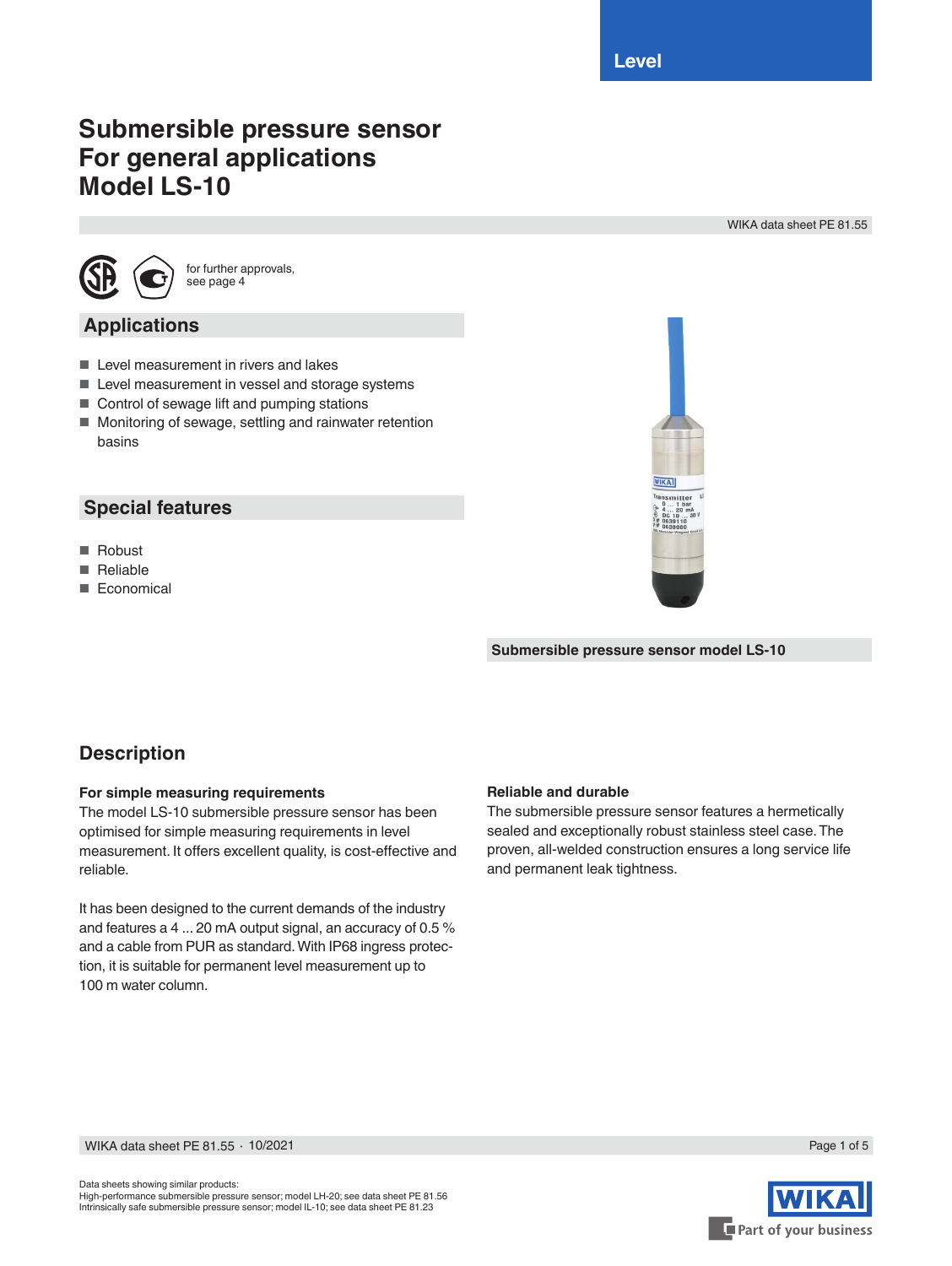Level

# Submersible pressure sensor
# For general applications
# Model LS-10

WIKA data sheet PE 81.55

for further approvals, see page 4

## Applications

- Level measurement in rivers and lakes
- Level measurement in vessel and storage systems
- Control of sewage lift and pumping stations
- Monitoring of sewage, settling and rainwater retention basins

## Special features

- Robust
- Reliable
- Economical

Submersible pressure sensor model LS-10

## Description

### For simple measuring requirements

The model LS-10 submersible pressure sensor has been optimised for simple measuring requirements in level measurement. It offers excellent quality, is cost-effective and reliable.

It has been designed to the current demands of the industry and features a 4 ... 20 mA output signal, an accuracy of 0.5 % and a cable from PUR as standard. With IP68 ingress protection, it is suitable for permanent level measurement up to 100 m water column.

### Reliable and durable

The submersible pressure sensor features a hermetically sealed and exceptionally robust stainless steel case. The proven, all-welded construction ensures a long service life and permanent leak tightness.

Data sheets showing similar products:
High-performance submersible pressure sensor; model LH-20; see data sheet PE 81.56
Intrinsically safe submersible pressure sensor; model IL-10; see data sheet PE 81.23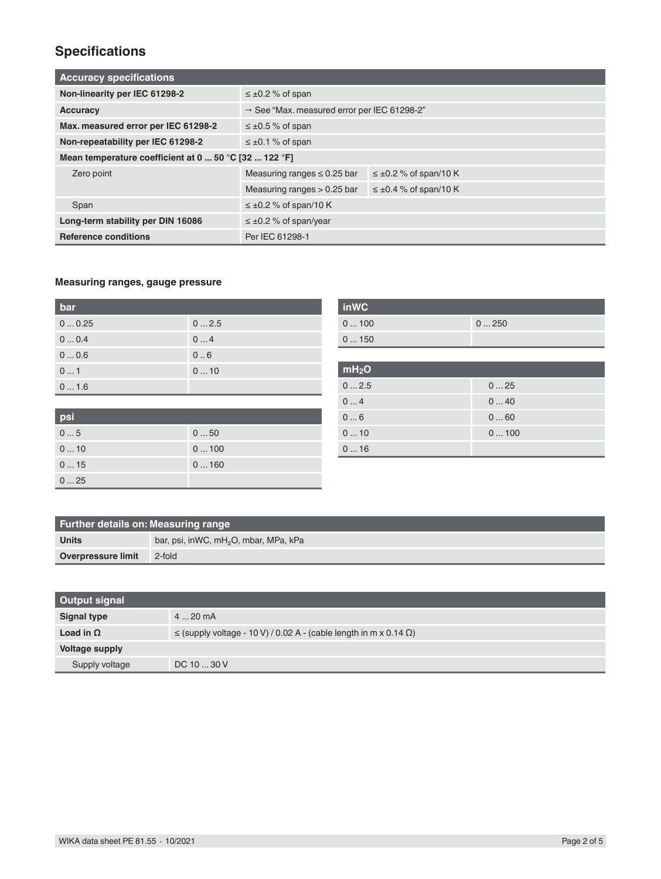## Specifications

| Accuracy specifications | | |
|---|---|---|
| **Non-linearity per IEC 61298-2** | ≤ ±0.2 % of span | |
| **Accuracy** | → See "Max. measured error per IEC 61298-2" | |
| **Max. measured error per IEC 61298-2** | ≤ ±0.5 % of span | |
| **Non-repeatability per IEC 61298-2** | ≤ ±0.1 % of span | |
| **Mean temperature coefficient at 0 ... 50 °C [32 ... 122 °F]** | | |
| Zero point | Measuring ranges ≤ 0.25 bar | ≤ ±0.2 % of span/10 K |
| | Measuring ranges > 0.25 bar | ≤ ±0.4 % of span/10 K |
| Span | ≤ ±0.2 % of span/10 K | |
| **Long-term stability per DIN 16086** | ≤ ±0.2 % of span/year | |
| **Reference conditions** | Per IEC 61298-1 | |

### Measuring ranges, gauge pressure

| bar | |
|---|---|
| 0 ... 0.25 | 0 ... 2.5 |
| 0 ... 0.4 | 0 ... 4 |
| 0 ... 0.6 | 0 .. 6 |
| 0 ... 1 | 0 ... 10 |
| 0 ... 1.6 | |

| psi | |
|---|---|
| 0 ... 5 | 0 ... 50 |
| 0 ... 10 | 0 ... 100 |
| 0 ... 15 | 0 ... 160 |
| 0 ... 25 | |

| inWC | |
|---|---|
| 0 ... 100 | 0 ... 250 |
| 0 ... 150 | |

| $mH_2O$ | |
|---|---|
| 0 ... 2.5 | 0 ... 25 |
| 0 ... 4 | 0 ... 40 |
| 0 ... 6 | 0 ... 60 |
| 0 ... 10 | 0 ... 100 |
| 0 ... 16 | |

| Further details on: Measuring range | |
|---|---|
| **Units** | bar, psi, inWC, $mH_2O$, mbar, MPa, kPa |
| **Overpressure limit** | 2-fold |

| Output signal | |
|---|---|
| **Signal type** | 4 ... 20 mA |
| **Load in Ω** | ≤ (supply voltage - 10 V) / 0.02 A - (cable length in m x 0.14 Ω) |
| **Voltage supply** | |
| Supply voltage | DC 10 ... 30 V |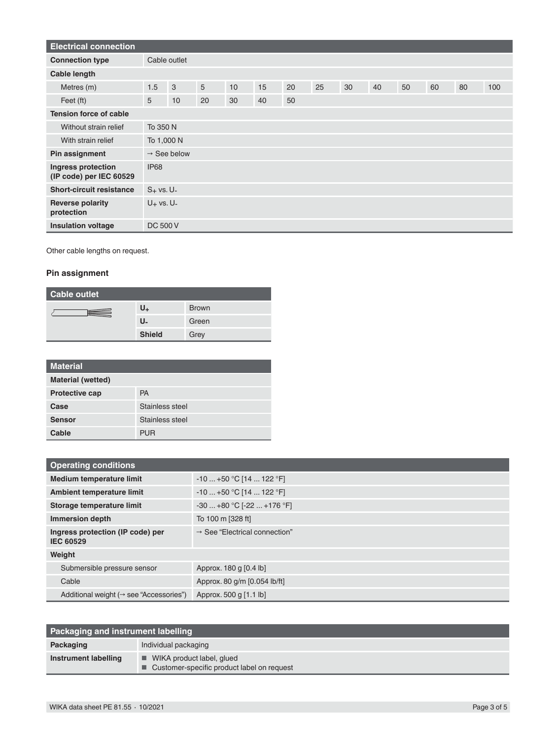| Electrical connection | | | | | | | | | | | | | |
|---|---|---|---|---|---|---|---|---|---|---|---|---|---|
| **Connection type** | Cable outlet | | | | | | | | | | | | |
| **Cable length** | | | | | | | | | | | | | |
| Metres (m) | 1.5 | 3 | 5 | 10 | 15 | 20 | 25 | 30 | 40 | 50 | 60 | 80 | 100 |
| Feet (ft) | 5 | 10 | 20 | 30 | 40 | 50 | | | | | | | |
| **Tension force of cable** | | | | | | | | | | | | | |
| Without strain relief | To 350 N | | | | | | | | | | | | |
| With strain relief | To 1,000 N | | | | | | | | | | | | |
| **Pin assignment** | → See below | | | | | | | | | | | | |
| **Ingress protection (IP code) per IEC 60529** | IP68 | | | | | | | | | | | | |
| **Short-circuit resistance** | $S_+$ vs. $U_-$ | | | | | | | | | | | | |
| **Reverse polarity protection** | $U_+$ vs. $U_-$ | | | | | | | | | | | | |
| **Insulation voltage** | DC 500 V | | | | | | | | | | | | |

Other cable lengths on request.

### Pin assignment

| Cable outlet | | |
|---|---|---|
| | **$U_+$** | Brown |
| | **$U_-$** | Green |
| | **Shield** | Grey |

| Material | |
|---|---|
| **Material (wetted)** | |
| **Protective cap** | PA |
| **Case** | Stainless steel |
| **Sensor** | Stainless steel |
| **Cable** | PUR |

| Operating conditions | |
|---|---|
| **Medium temperature limit** | -10 ... +50 °C [14 ... 122 °F] |
| **Ambient temperature limit** | -10 ... +50 °C [14 ... 122 °F] |
| **Storage temperature limit** | -30 ... +80 °C [-22 ... +176 °F] |
| **Immersion depth** | To 100 m [328 ft] |
| **Ingress protection (IP code) per IEC 60529** | → See "Electrical connection" |
| **Weight** | |
| Submersible pressure sensor | Approx. 180 g [0.4 lb] |
| Cable | Approx. 80 g/m [0.054 lb/ft] |
| Additional weight (→ see "Accessories") | Approx. 500 g [1.1 lb] |

| Packaging and instrument labelling | |
|---|---|
| **Packaging** | Individual packaging |
| **Instrument labelling** | ■ WIKA product label, glued<br>■ Customer-specific product label on request |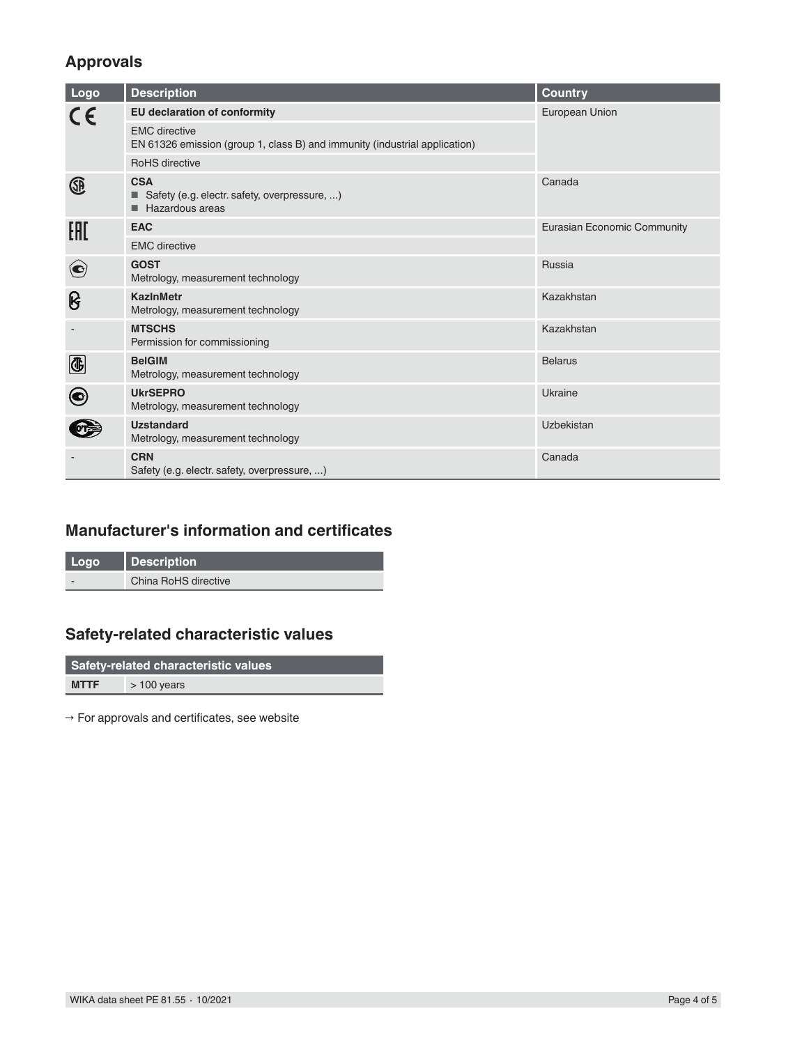## Approvals

| Logo | Description | Country |
|---|---|---|
| CE | **EU declaration of conformity** | European Union |
| | EMC directive<br>EN 61326 emission (group 1, class B) and immunity (industrial application) | |
| | RoHS directive | |
| | **CSA**<br>■ Safety (e.g. electr. safety, overpressure, ...)<br>■ Hazardous areas | Canada |
| EAC | **EAC** | Eurasian Economic Community |
| | EMC directive | |
| | **GOST**<br>Metrology, measurement technology | Russia |
| | **KazInMetr**<br>Metrology, measurement technology | Kazakhstan |
| - | **MTSCHS**<br>Permission for commissioning | Kazakhstan |
| | **BelGIM**<br>Metrology, measurement technology | Belarus |
| | **UkrSEPRO**<br>Metrology, measurement technology | Ukraine |
| | **Uzstandard**<br>Metrology, measurement technology | Uzbekistan |
| - | **CRN**<br>Safety (e.g. electr. safety, overpressure, ...) | Canada |

## Manufacturer's information and certificates

| Logo | Description |
|---|---|
| - | China RoHS directive |

## Safety-related characteristic values

| Safety-related characteristic values | |
|---|---|
| **MTTF** | > 100 years |

→ For approvals and certificates, see website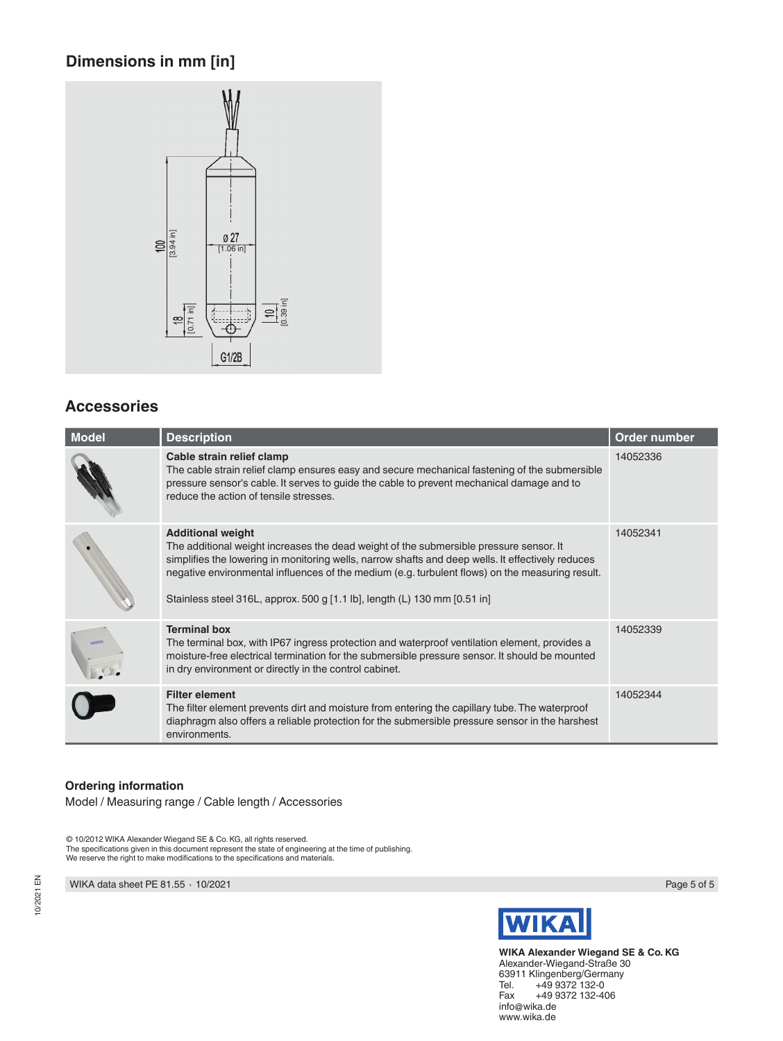## Dimensions in mm [in]

100
[3.94 in]

ø 27
[1.06 in]

18
[0.71 in]

10
[0.39 in]

G1/2B

## Accessories

| Model | Description | Order number |
|---|---|---|
| | **Cable strain relief clamp**<br>The cable strain relief clamp ensures easy and secure mechanical fastening of the submersible pressure sensor's cable. It serves to guide the cable to prevent mechanical damage and to reduce the action of tensile stresses. | 14052336 |
| | **Additional weight**<br>The additional weight increases the dead weight of the submersible pressure sensor. It simplifies the lowering in monitoring wells, narrow shafts and deep wells. It effectively reduces negative environmental influences of the medium (e.g. turbulent flows) on the measuring result.<br><br>Stainless steel 316L, approx. 500 g [1.1 lb], length (L) 130 mm [0.51 in] | 14052341 |
| | **Terminal box**<br>The terminal box, with IP67 ingress protection and waterproof ventilation element, provides a moisture-free electrical termination for the submersible pressure sensor. It should be mounted in dry environment or directly in the control cabinet. | 14052339 |
| | **Filter element**<br>The filter element prevents dirt and moisture from entering the capillary tube. The waterproof diaphragm also offers a reliable protection for the submersible pressure sensor in the harshest environments. | 14052344 |

### Ordering information

Model / Measuring range / Cable length / Accessories

© 10/2012 WIKA Alexander Wiegand SE & Co. KG, all rights reserved.
The specifications given in this document represent the state of engineering at the time of publishing.
We reserve the right to make modifications to the specifications and materials.

**WIKA Alexander Wiegand SE & Co. KG**
Alexander-Wiegand-Straße 30
63911 Klingenberg/Germany
Tel. +49 9372 132-0
Fax +49 9372 132-406
info@wika.de
www.wika.de